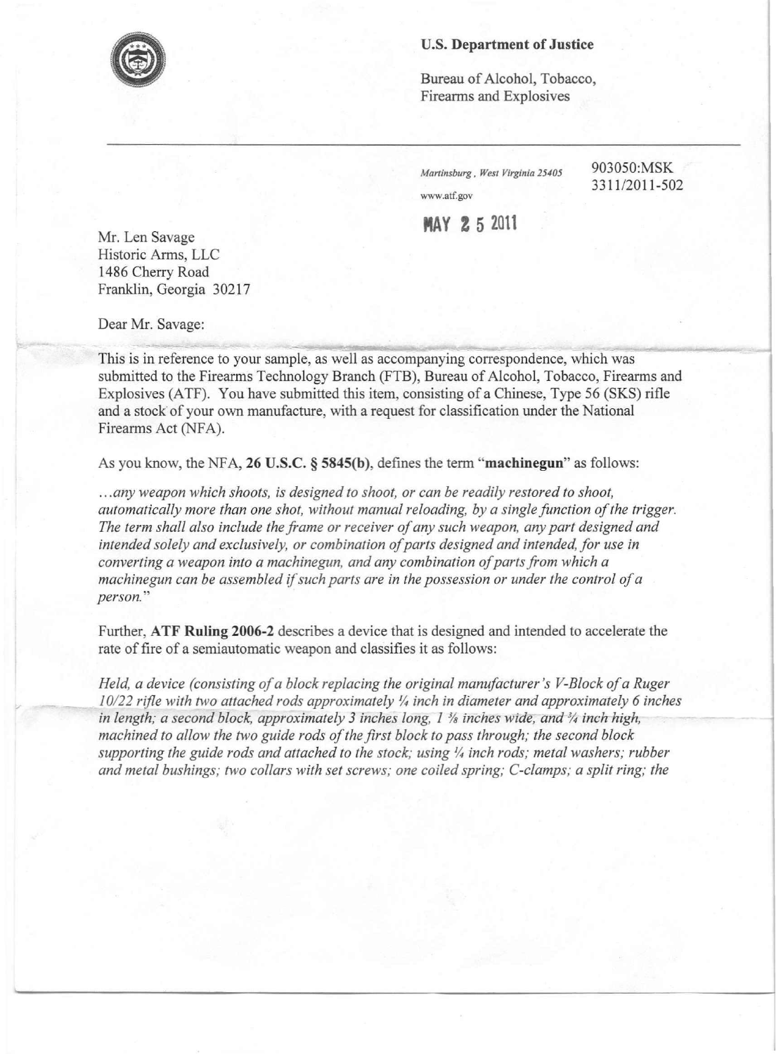**U.S. Department of Justice**

Bureau of Alcohol, Tobacco, Firearms and Explosives

*Martinsburg, West Virginia 25405*

www.atf.gov

903050:MSK
3311/2011-502

MAY 25 2011

Mr. Len Savage
Historic Arms, LLC
1486 Cherry Road
Franklin, Georgia 30217

Dear Mr. Savage:

This is in reference to your sample, as well as accompanying correspondence, which was submitted to the Firearms Technology Branch (FTB), Bureau of Alcohol, Tobacco, Firearms and Explosives (ATF). You have submitted this item, consisting of a Chinese, Type 56 (SKS) rifle and a stock of your own manufacture, with a request for classification under the National Firearms Act (NFA).

As you know, the NFA, **26 U.S.C. § 5845(b)**, defines the term "**machinegun**" as follows:

*...any weapon which shoots, is designed to shoot, or can be readily restored to shoot, automatically more than one shot, without manual reloading, by a single function of the trigger. The term shall also include the frame or receiver of any such weapon, any part designed and intended solely and exclusively, or combination of parts designed and intended, for use in converting a weapon into a machinegun, and any combination of parts from which a machinegun can be assembled if such parts are in the possession or under the control of a person."*

Further, **ATF Ruling 2006-2** describes a device that is designed and intended to accelerate the rate of fire of a semiautomatic weapon and classifies it as follows:

*Held, a device (consisting of a block replacing the original manufacturer's V-Block of a Ruger 10/22 rifle with two attached rods approximately ¼ inch in diameter and approximately 6 inches in length; a second block, approximately 3 inches long, 1 ⅜ inches wide, and ¾ inch high, machined to allow the two guide rods of the first block to pass through; the second block supporting the guide rods and attached to the stock; using ¼ inch rods; metal washers; rubber and metal bushings; two collars with set screws; one coiled spring; C-clamps; a split ring; the*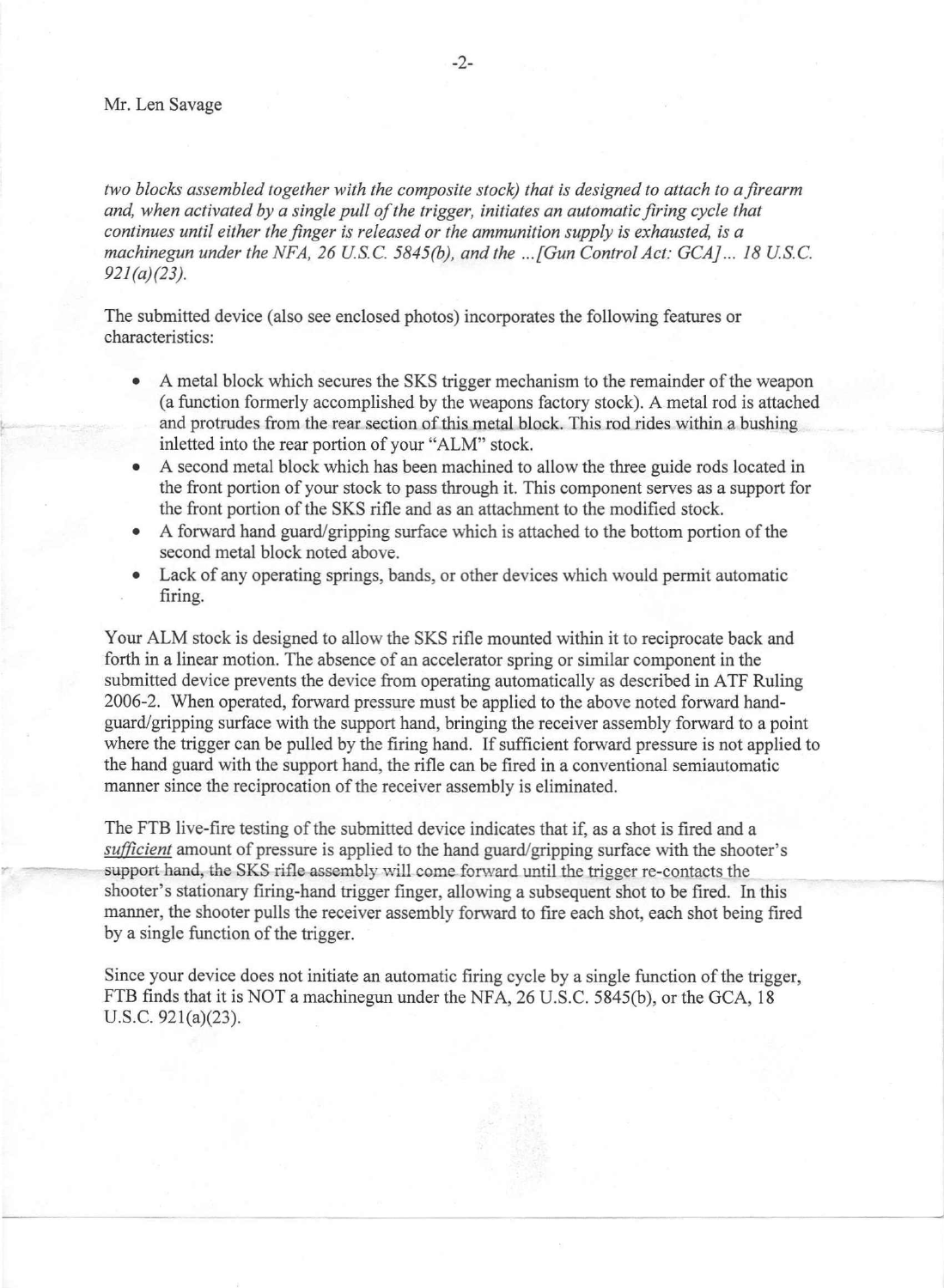Mr. Len Savage

*two blocks assembled together with the composite stock) that is designed to attach to a firearm and, when activated by a single pull of the trigger, initiates an automatic firing cycle that continues until either the finger is released or the ammunition supply is exhausted, is a machinegun under the NFA, 26 U.S.C. 5845(b), and the ...[Gun Control Act: GCA]... 18 U.S.C. 921(a)(23).*

The submitted device (also see enclosed photos) incorporates the following features or characteristics:

- A metal block which secures the SKS trigger mechanism to the remainder of the weapon (a function formerly accomplished by the weapons factory stock). A metal rod is attached and protrudes from the rear section of this metal block. This rod rides within a bushing inletted into the rear portion of your "ALM" stock.
- A second metal block which has been machined to allow the three guide rods located in the front portion of your stock to pass through it. This component serves as a support for the front portion of the SKS rifle and as an attachment to the modified stock.
- A forward hand guard/gripping surface which is attached to the bottom portion of the second metal block noted above.
- Lack of any operating springs, bands, or other devices which would permit automatic firing.

Your ALM stock is designed to allow the SKS rifle mounted within it to reciprocate back and forth in a linear motion. The absence of an accelerator spring or similar component in the submitted device prevents the device from operating automatically as described in ATF Ruling 2006-2. When operated, forward pressure must be applied to the above noted forward hand-guard/gripping surface with the support hand, bringing the receiver assembly forward to a point where the trigger can be pulled by the firing hand. If sufficient forward pressure is not applied to the hand guard with the support hand, the rifle can be fired in a conventional semiautomatic manner since the reciprocation of the receiver assembly is eliminated.

The FTB live-fire testing of the submitted device indicates that if, as a shot is fired and a *sufficient* amount of pressure is applied to the hand guard/gripping surface with the shooter's support hand, the SKS rifle assembly will come forward until the trigger re-contacts the shooter's stationary firing-hand trigger finger, allowing a subsequent shot to be fired. In this manner, the shooter pulls the receiver assembly forward to fire each shot, each shot being fired by a single function of the trigger.

Since your device does not initiate an automatic firing cycle by a single function of the trigger, FTB finds that it is NOT a machinegun under the NFA, 26 U.S.C. 5845(b), or the GCA, 18 U.S.C. 921(a)(23).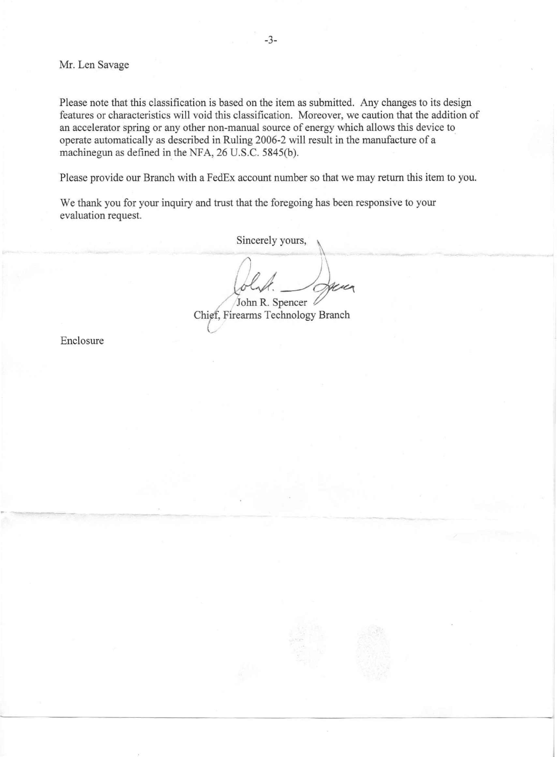Mr. Len Savage

Please note that this classification is based on the item as submitted. Any changes to its design features or characteristics will void this classification. Moreover, we caution that the addition of an accelerator spring or any other non-manual source of energy which allows this device to operate automatically as described in Ruling 2006-2 will result in the manufacture of a machinegun as defined in the NFA, 26 U.S.C. 5845(b).

Please provide our Branch with a FedEx account number so that we may return this item to you.

We thank you for your inquiry and trust that the foregoing has been responsive to your evaluation request.

Sincerely yours,

John R. Spencer
Chief, Firearms Technology Branch

Enclosure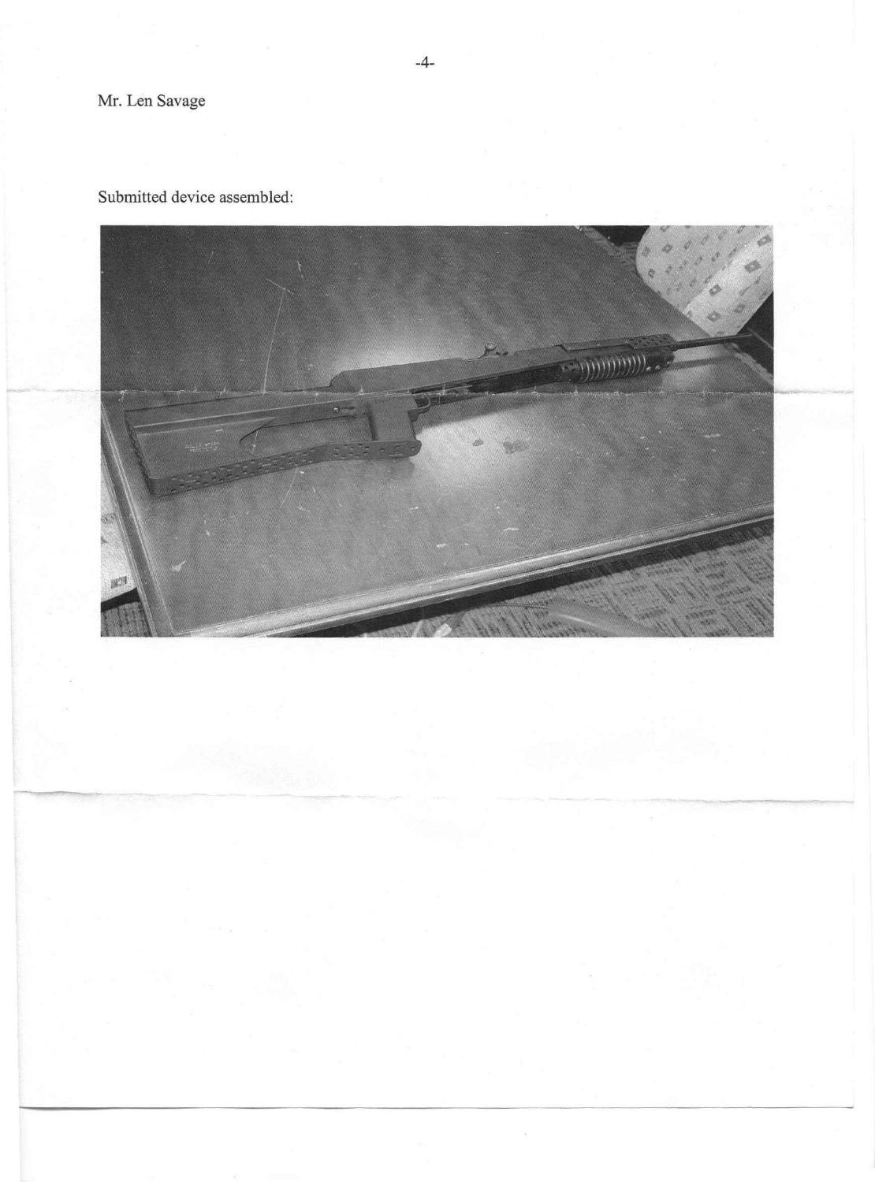Mr. Len Savage

Submitted device assembled: